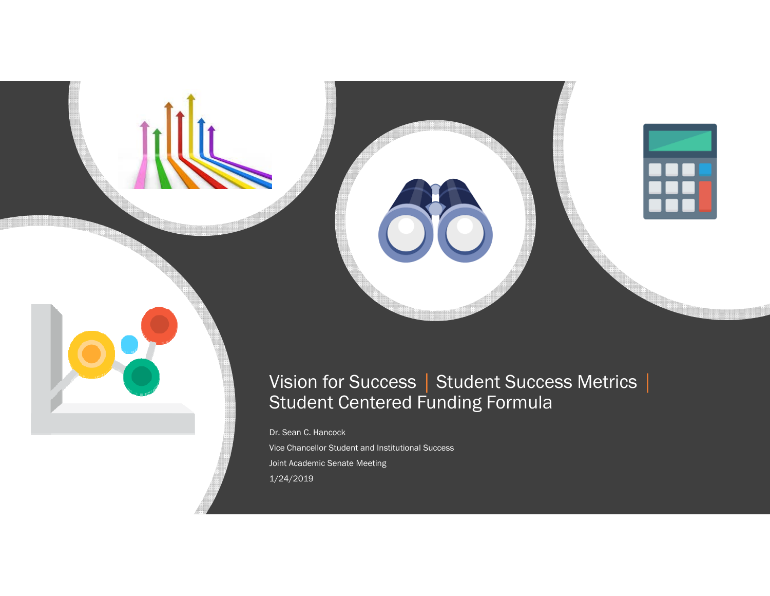# Vision for Success | Student Success Metrics | Student Centered Funding Formula

Dr. Sean C. Hancock

Vice Chancellor Student and Institutional Success

Joint Academic Senate Meeting

1/24/2019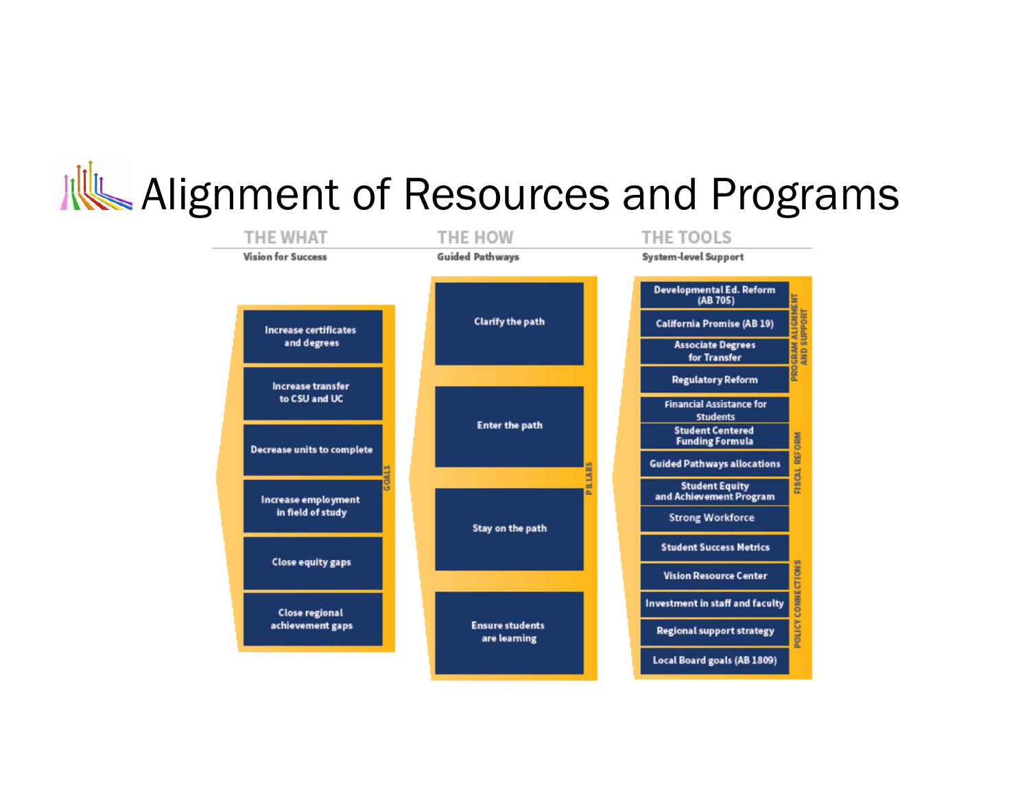# Alignment of Resources and Programs

## THE WHAT
**Vision for Success**

*GOALS*

- Increase certificates and degrees
- Increase transfer to CSU and UC
- Decrease units to complete
- Increase employment in field of study
- Close equity gaps
- Close regional achievement gaps

## THE HOW
**Guided Pathways**

*PILLARS*

- Clarify the path
- Enter the path
- Stay on the path
- Ensure students are learning

## THE TOOLS
**System-level Support**

*PROGRAM ALIGNMENT AND SUPPORT*

- Developmental Ed. Reform (AB 705)
- California Promise (AB 19)
- Associate Degrees for Transfer
- Regulatory Reform

*FISCAL REFORM*

- Financial Assistance for Students
- Student Centered Funding Formula
- Guided Pathways allocations
- Student Equity and Achievement Program
- Strong Workforce

*POLICY CONNECTIONS*

- Student Success Metrics
- Vision Resource Center
- Investment in staff and faculty
- Regional support strategy
- Local Board goals (AB 1809)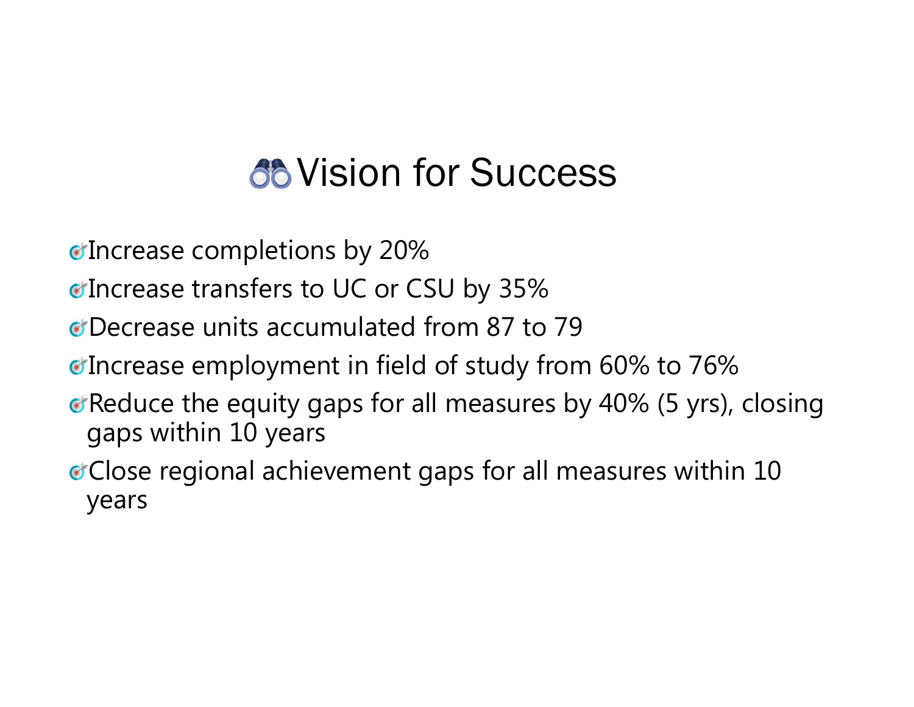# Vision for Success

- Increase completions by 20%
- Increase transfers to UC or CSU by 35%
- Decrease units accumulated from 87 to 79
- Increase employment in field of study from 60% to 76%
- Reduce the equity gaps for all measures by 40% (5 yrs), closing gaps within 10 years
- Close regional achievement gaps for all measures within 10 years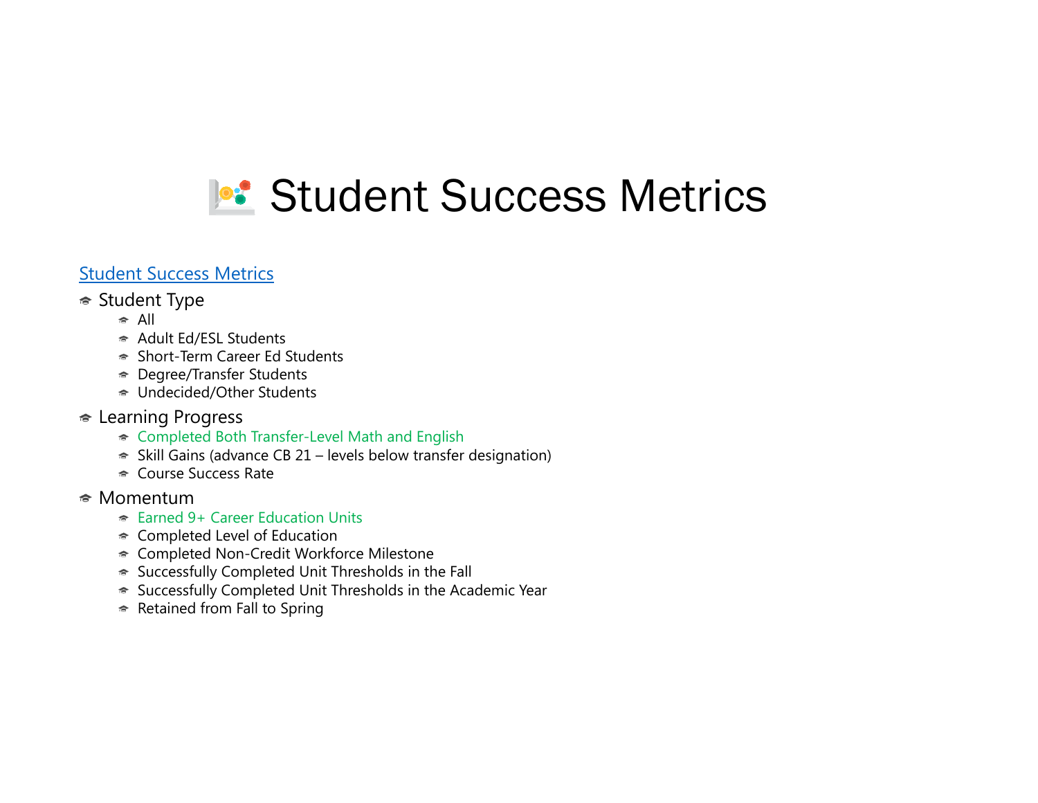# Student Success Metrics

[Student Success Metrics]

- Student Type
  - All
  - Adult Ed/ESL Students
  - Short-Term Career Ed Students
  - Degree/Transfer Students
  - Undecided/Other Students
- Learning Progress
  - Completed Both Transfer-Level Math and English
  - Skill Gains (advance CB 21 – levels below transfer designation)
  - Course Success Rate
- Momentum
  - Earned 9+ Career Education Units
  - Completed Level of Education
  - Completed Non-Credit Workforce Milestone
  - Successfully Completed Unit Thresholds in the Fall
  - Successfully Completed Unit Thresholds in the Academic Year
  - Retained from Fall to Spring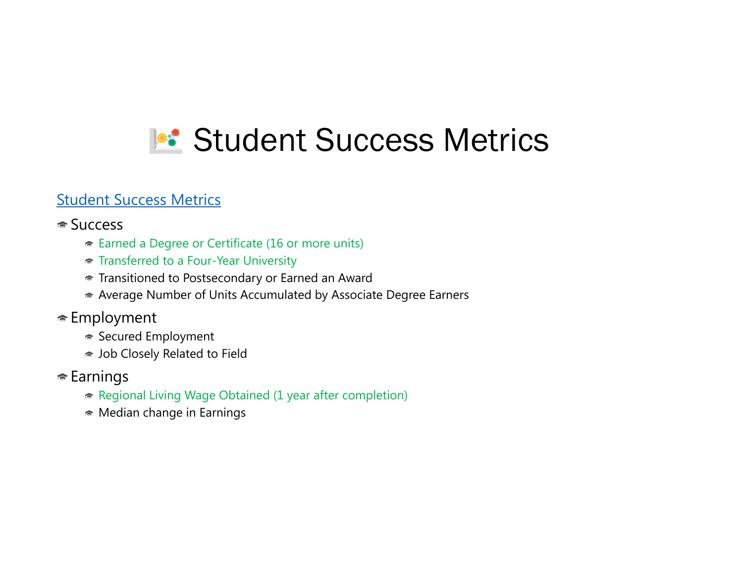# 📈 Student Success Metrics

[Student Success Metrics]

- Success
  - Earned a Degree or Certificate (16 or more units)
  - Transferred to a Four-Year University
  - Transitioned to Postsecondary or Earned an Award
  - Average Number of Units Accumulated by Associate Degree Earners
- Employment
  - Secured Employment
  - Job Closely Related to Field
- Earnings
  - Regional Living Wage Obtained (1 year after completion)
  - Median change in Earnings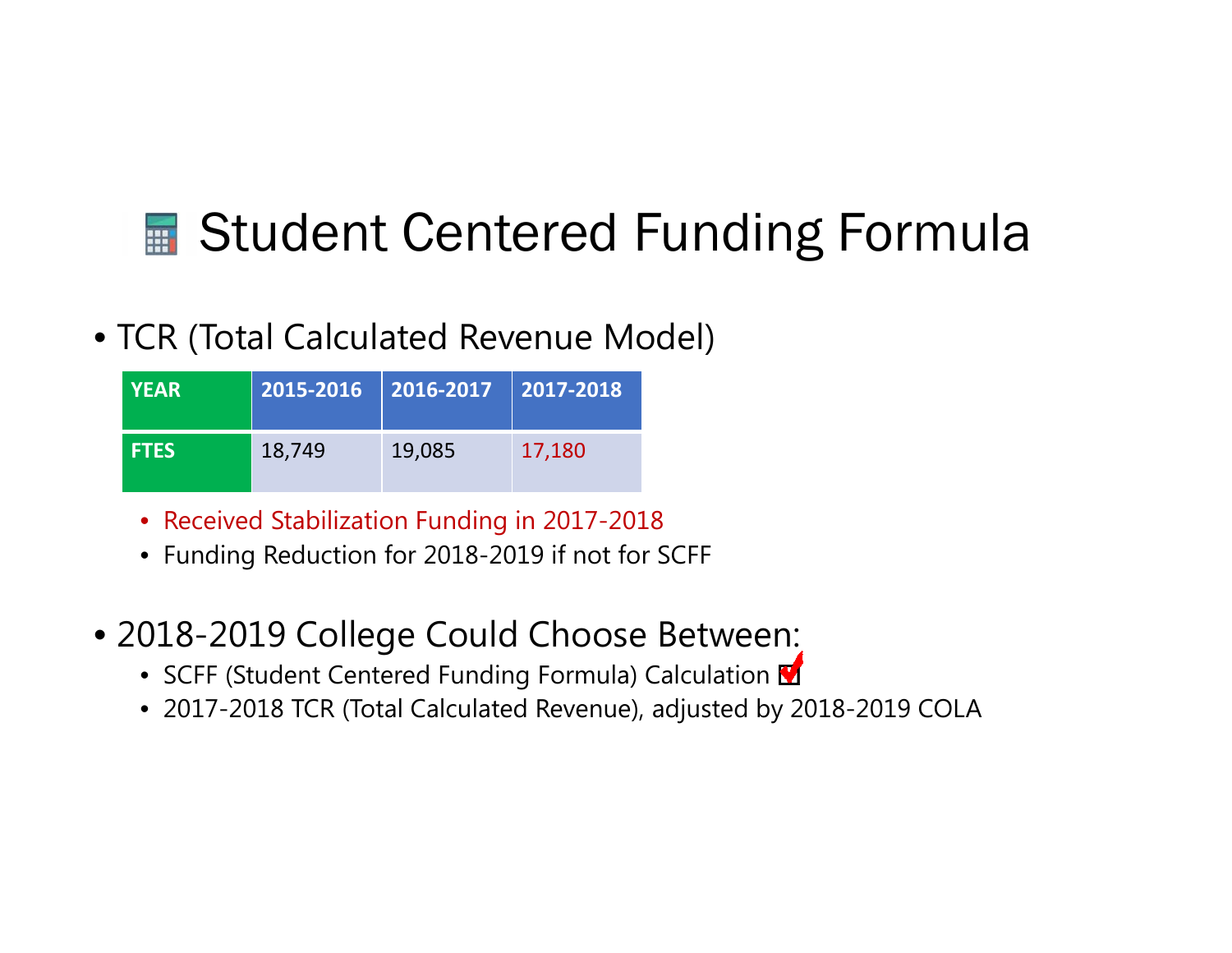# Student Centered Funding Formula

- TCR (Total Calculated Revenue Model)

| YEAR | 2015-2016 | 2016-2017 | 2017-2018 |
|---|---|---|---|
| FTES | 18,749 | 19,085 | 17,180 |

  - Received Stabilization Funding in 2017-2018
  - Funding Reduction for 2018-2019 if not for SCFF

- 2018-2019 College Could Choose Between:
  - SCFF (Student Centered Funding Formula) Calculation ☑
  - 2017-2018 TCR (Total Calculated Revenue), adjusted by 2018-2019 COLA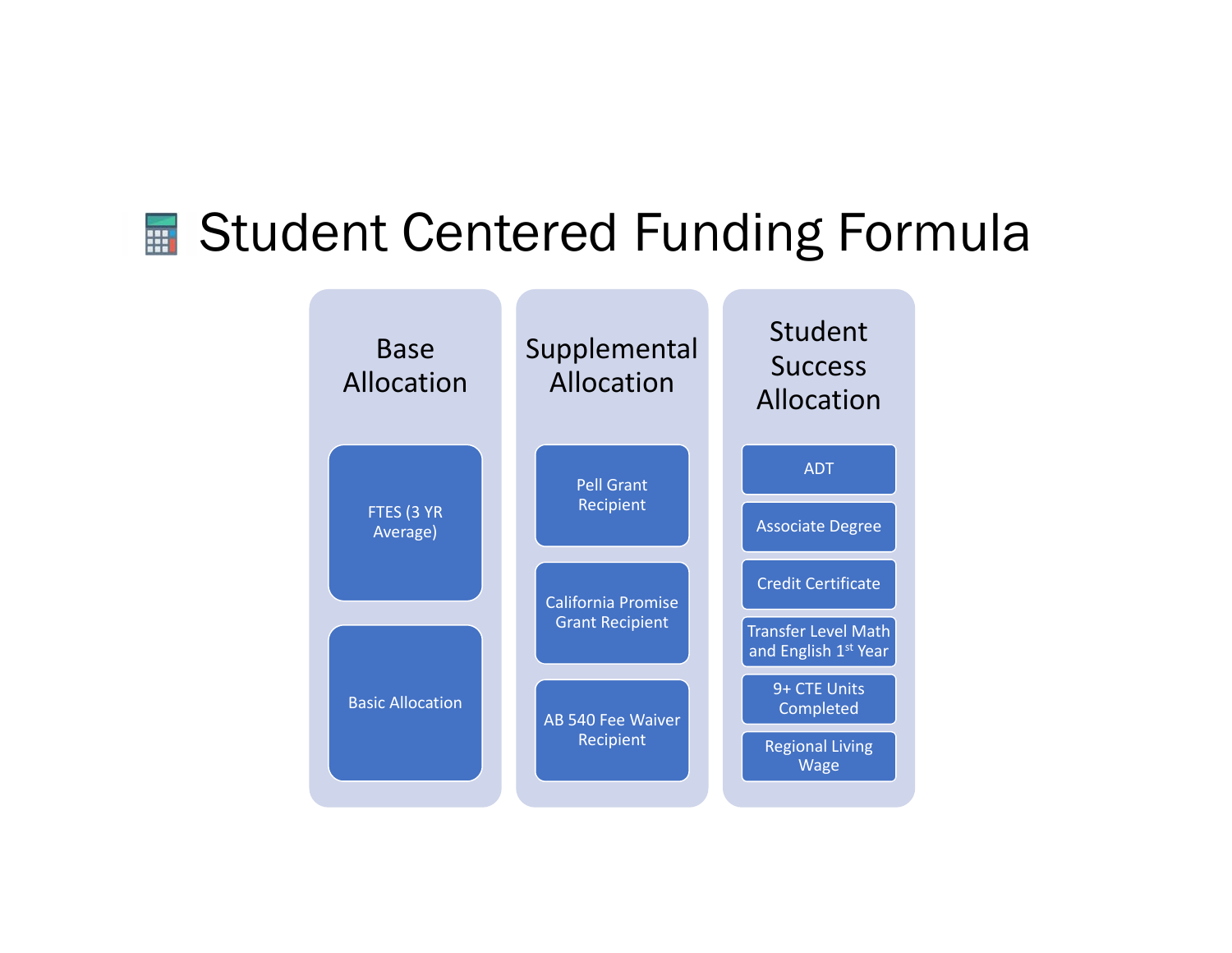# Student Centered Funding Formula

## Base Allocation

- FTES (3 YR Average)
- Basic Allocation

## Supplemental Allocation

- Pell Grant Recipient
- California Promise Grant Recipient
- AB 540 Fee Waiver Recipient

## Student Success Allocation

- ADT
- Associate Degree
- Credit Certificate
- Transfer Level Math and English 1st Year
- 9+ CTE Units Completed
- Regional Living Wage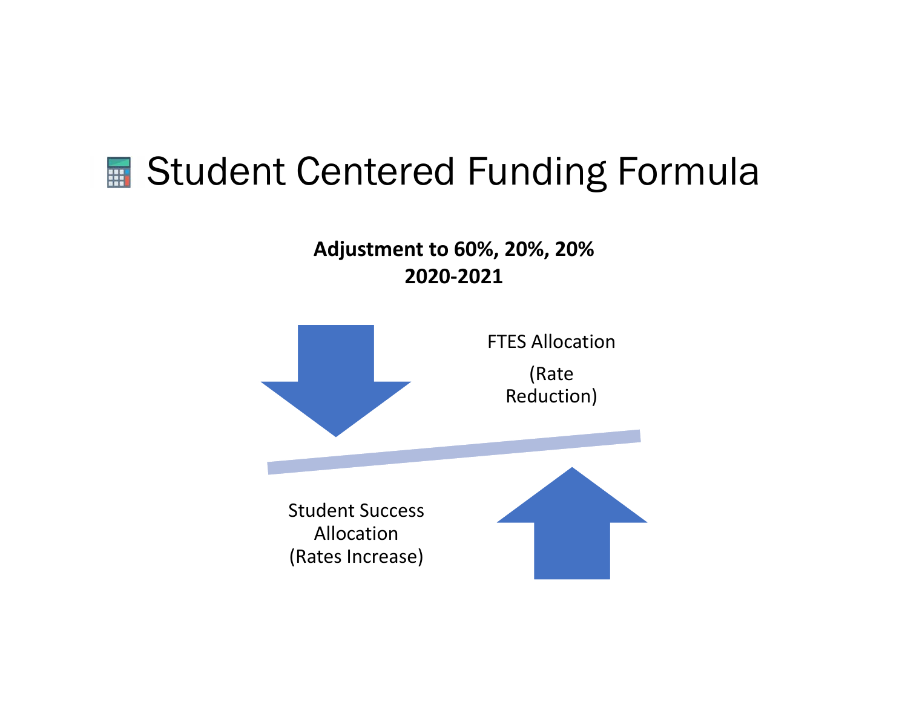# Student Centered Funding Formula

**Adjustment to 60%, 20%, 20%**
**2020-2021**

FTES Allocation

(Rate Reduction)

Student Success Allocation (Rates Increase)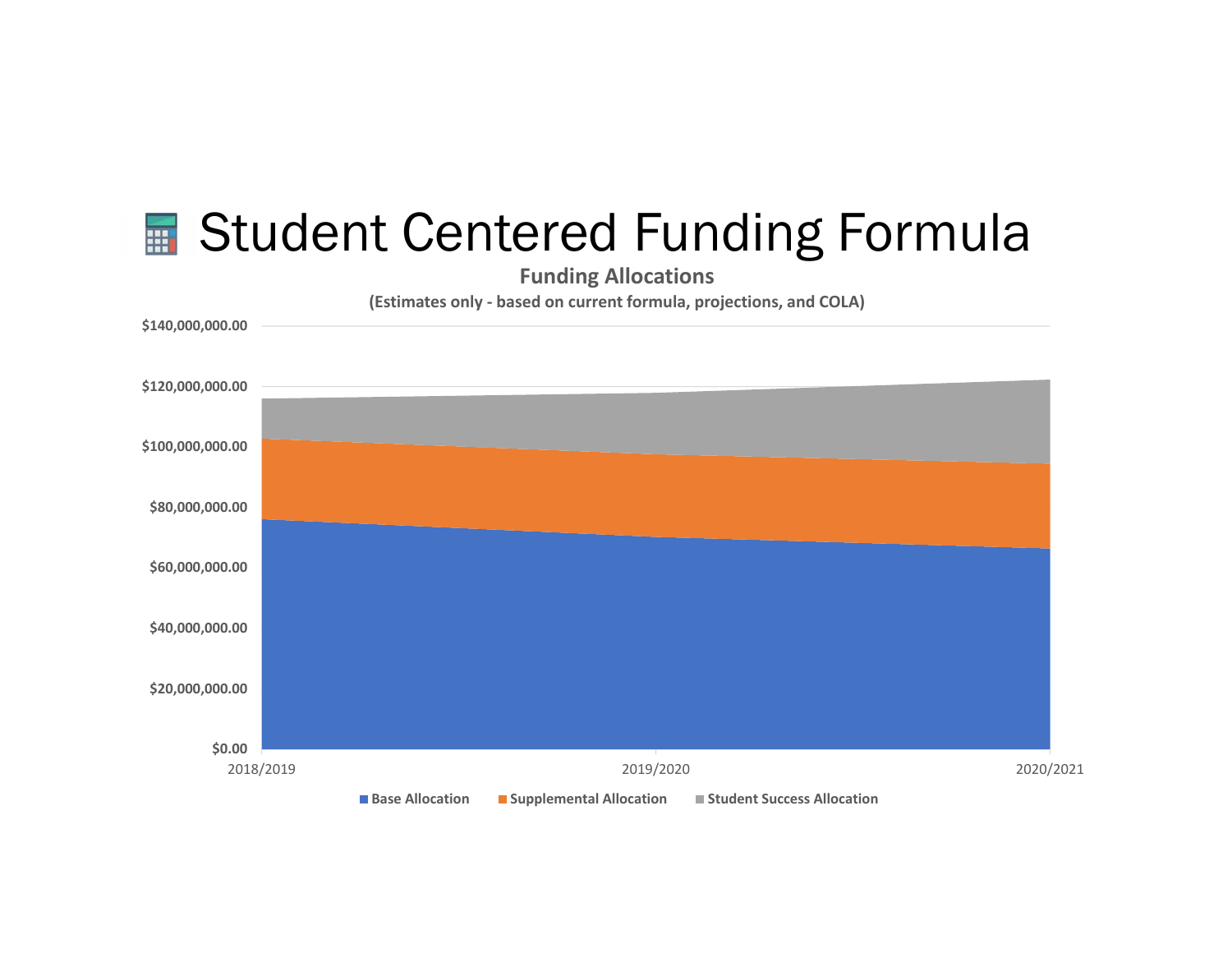# Student Centered Funding Formula

**Funding Allocations**

**(Estimates only - based on current formula, projections, and COLA)**

$140,000,000.00
$120,000,000.00
$100,000,000.00
$80,000,000.00
$60,000,000.00
$40,000,000.00
$20,000,000.00
$0.00

2018/2019 | 2019/2020 | 2020/2021

■ Base Allocation ■ Supplemental Allocation ■ Student Success Allocation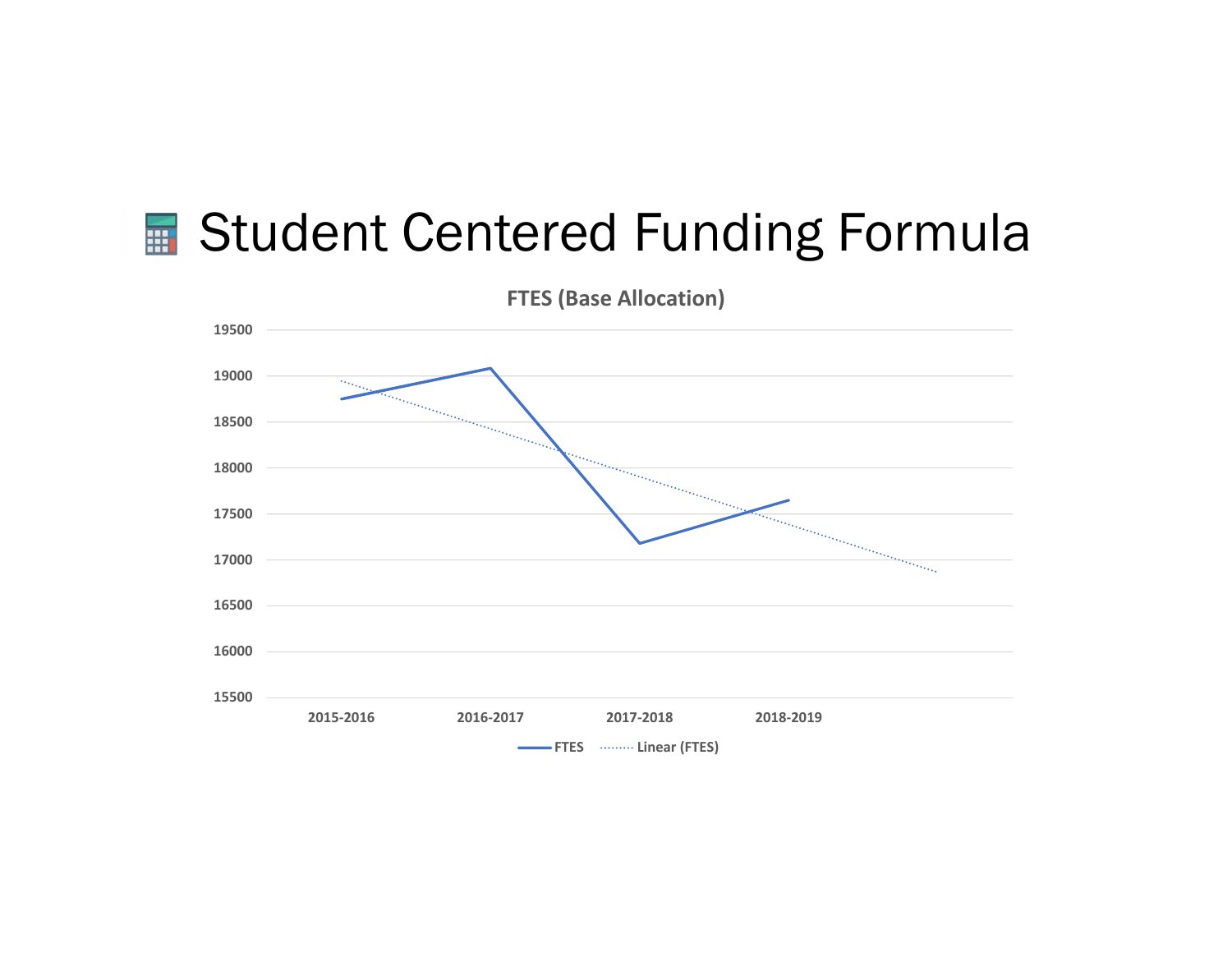# Student Centered Funding Formula

**FTES (Base Allocation)**

| | 2015-2016 | 2016-2017 | 2017-2018 | 2018-2019 |
|---|---|---|---|---|
| FTES | ~18750 | ~19080 | ~17180 | ~17650 |

Legend: FTES; Linear (FTES)

Y-axis: 15500, 16000, 16500, 17000, 17500, 18000, 18500, 19000, 19500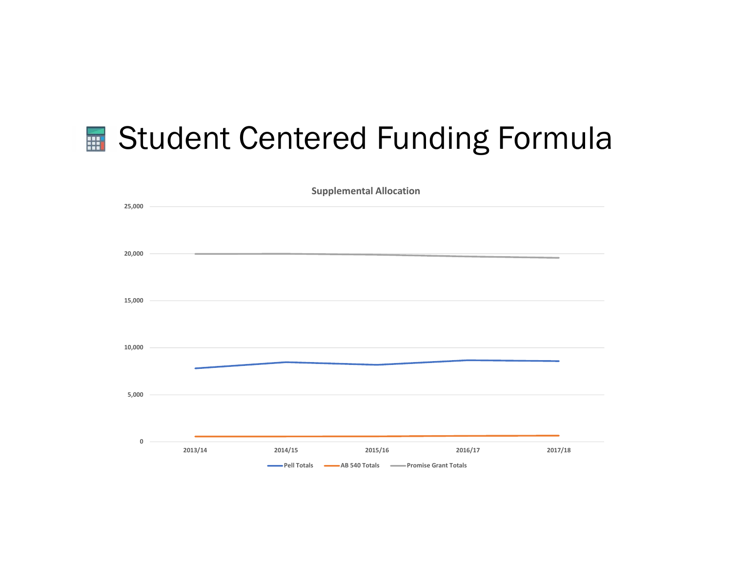# Student Centered Funding Formula

**Supplemental Allocation**

25,000

20,000

15,000

10,000

5,000

0

2013/14 2014/15 2015/16 2016/17 2017/18

Pell Totals AB 540 Totals Promise Grant Totals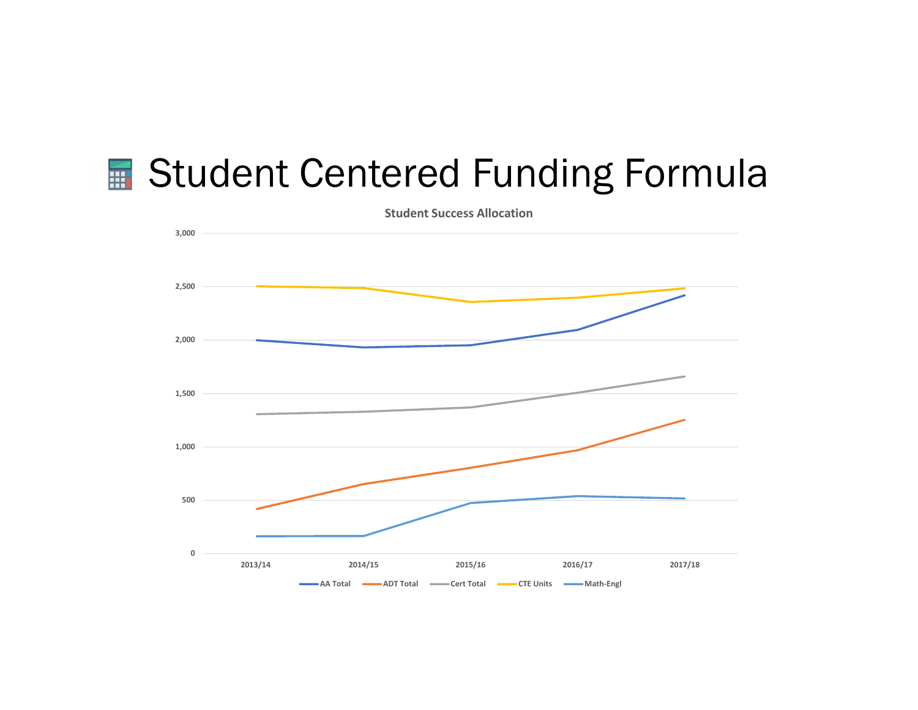# Student Centered Funding Formula

**Student Success Allocation**

3,000
2,500
2,000
1,500
1,000
500
0

2013/14 2014/15 2015/16 2016/17 2017/18

AA Total ADT Total Cert Total CTE Units Math-Engl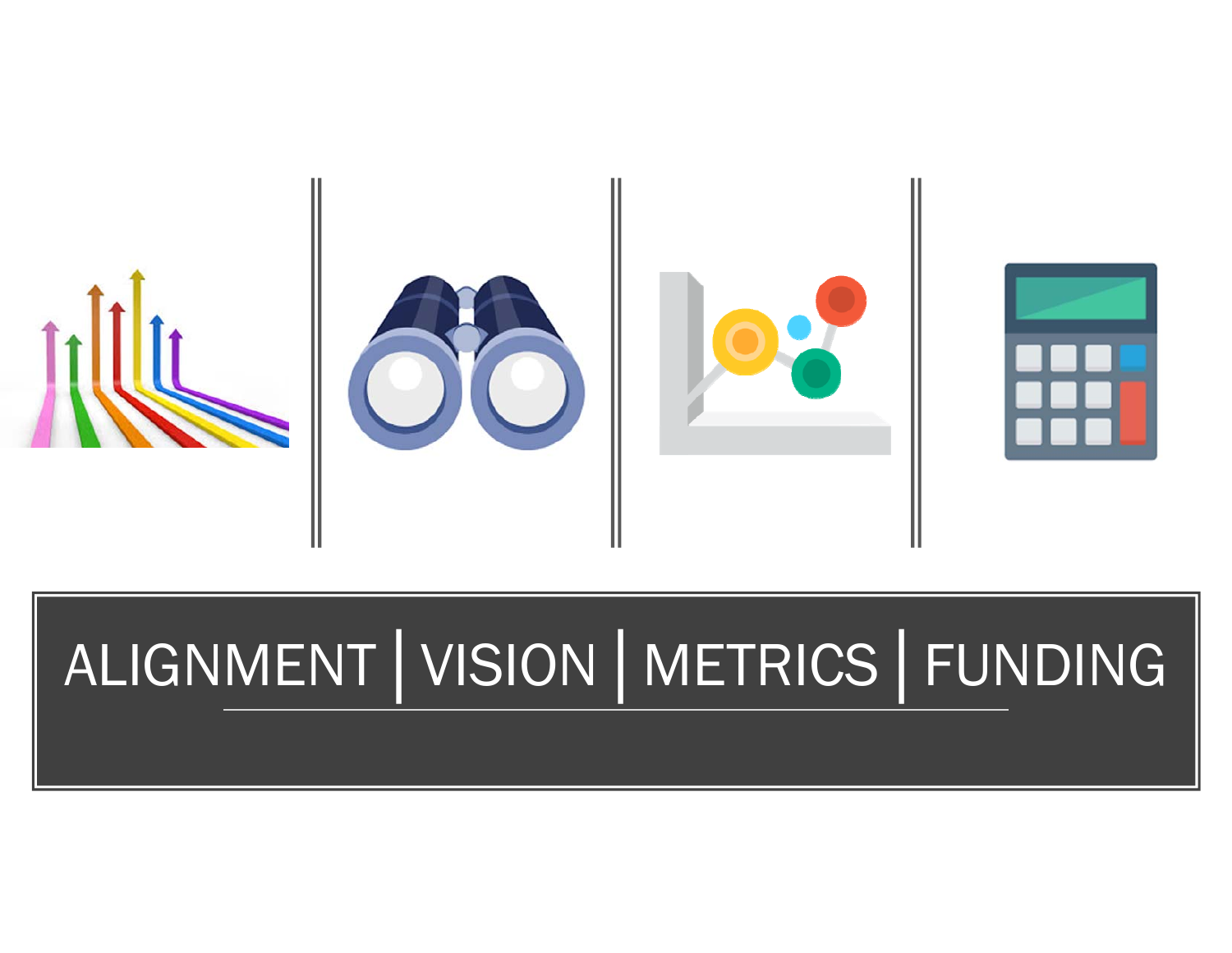ALIGNMENT | VISION | METRICS | FUNDING